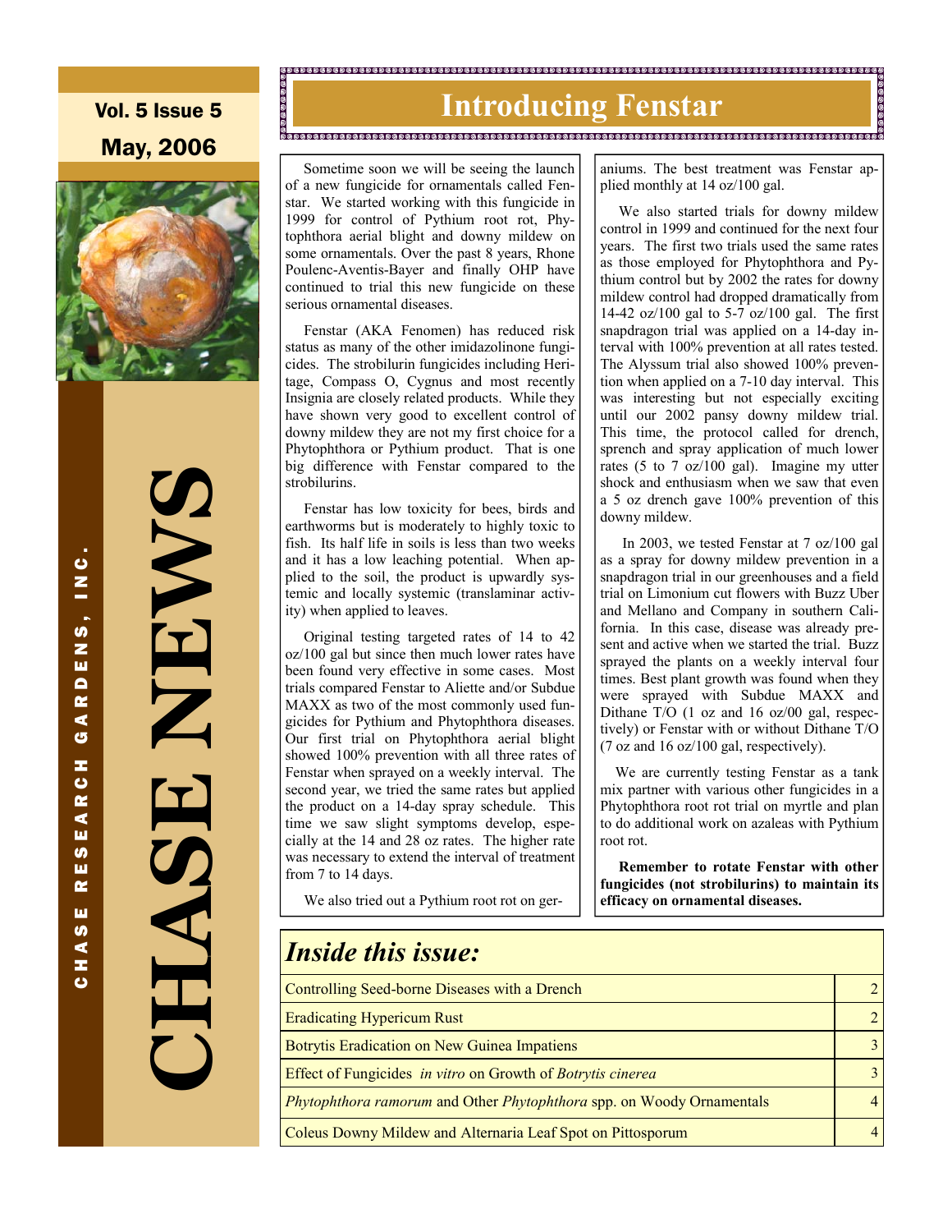Vol. 5 Issue 5

May, 2006

# CHASE NEWS

CHASE RESEARCH GARDENS, INC.

## Introducing Fenstar

Sometime soon we will be seeing the launch of a new fungicide for ornamentals called Fenstar. We started working with this fungicide in 1999 for control of Pythium root rot, Phytophthora aerial blight and downy mildew on some ornamentals. Over the past 8 years, Rhone Poulenc-Aventis-Bayer and finally OHP have continued to trial this new fungicide on these serious ornamental diseases.

Fenstar (AKA Fenomen) has reduced risk status as many of the other imidazolinone fungicides. The strobilurin fungicides including Heritage, Compass O, Cygnus and most recently Insignia are closely related products. While they have shown very good to excellent control of downy mildew they are not my first choice for a Phytophthora or Pythium product. That is one big difference with Fenstar compared to the strobilurins.

Fenstar has low toxicity for bees, birds and earthworms but is moderately to highly toxic to fish. Its half life in soils is less than two weeks and it has a low leaching potential. When applied to the soil, the product is upwardly systemic and locally systemic (translaminar activity) when applied to leaves.

Original testing targeted rates of 14 to 42 oz/100 gal but since then much lower rates have been found very effective in some cases. Most trials compared Fenstar to Aliette and/or Subdue MAXX as two of the most commonly used fungicides for Pythium and Phytophthora diseases. Our first trial on Phytophthora aerial blight showed 100% prevention with all three rates of Fenstar when sprayed on a weekly interval. The second year, we tried the same rates but applied the product on a 14-day spray schedule. This time we saw slight symptoms develop, especially at the 14 and 28 oz rates. The higher rate was necessary to extend the interval of treatment from 7 to 14 days.

We also tried out a Pythium root rot on geraniums. The best treatment was Fenstar applied monthly at 14 oz/100 gal.

We also started trials for downy mildew control in 1999 and continued for the next four years. The first two trials used the same rates as those employed for Phytophthora and Pythium control but by 2002 the rates for downy mildew control had dropped dramatically from 14-42 oz/100 gal to 5-7 oz/100 gal. The first snapdragon trial was applied on a 14-day interval with 100% prevention at all rates tested. The Alyssum trial also showed 100% prevention when applied on a 7-10 day interval. This was interesting but not especially exciting until our 2002 pansy downy mildew trial. This time, the protocol called for drench, sprench and spray application of much lower rates (5 to 7 oz/100 gal). Imagine my utter shock and enthusiasm when we saw that even a 5 oz drench gave 100% prevention of this downy mildew.

In 2003, we tested Fenstar at 7 oz/100 gal as a spray for downy mildew prevention in a snapdragon trial in our greenhouses and a field trial on Limonium cut flowers with Buzz Uber and Mellano and Company in southern California. In this case, disease was already present and active when we started the trial. Buzz sprayed the plants on a weekly interval four times. Best plant growth was found when they were sprayed with Subdue MAXX and Dithane T/O (1 oz and 16 oz/100 gal, respectively) or Fenstar with or without Dithane T/O (7 oz and 16 oz/100 gal, respectively).

We are currently testing Fenstar as a tank mix partner with various other fungicides in a Phytophthora root rot trial on myrtle and plan to do additional work on azaleas with Pythium root rot.

**Remember to rotate Fenstar with other fungicides (not strobilurins) to maintain its efficacy on ornamental diseases.**

## *Inside this issue:*

| | |
|---|---|
| Controlling Seed-borne Diseases with a Drench | 2 |
| Eradicating Hypericum Rust | 2 |
| Botrytis Eradication on New Guinea Impatiens | 3 |
| Effect of Fungicides *in vitro* on Growth of *Botrytis cinerea* | 3 |
| *Phytophthora ramorum* and Other *Phytophthora* spp. on Woody Ornamentals | 4 |
| Coleus Downy Mildew and Alternaria Leaf Spot on Pittosporum | 4 |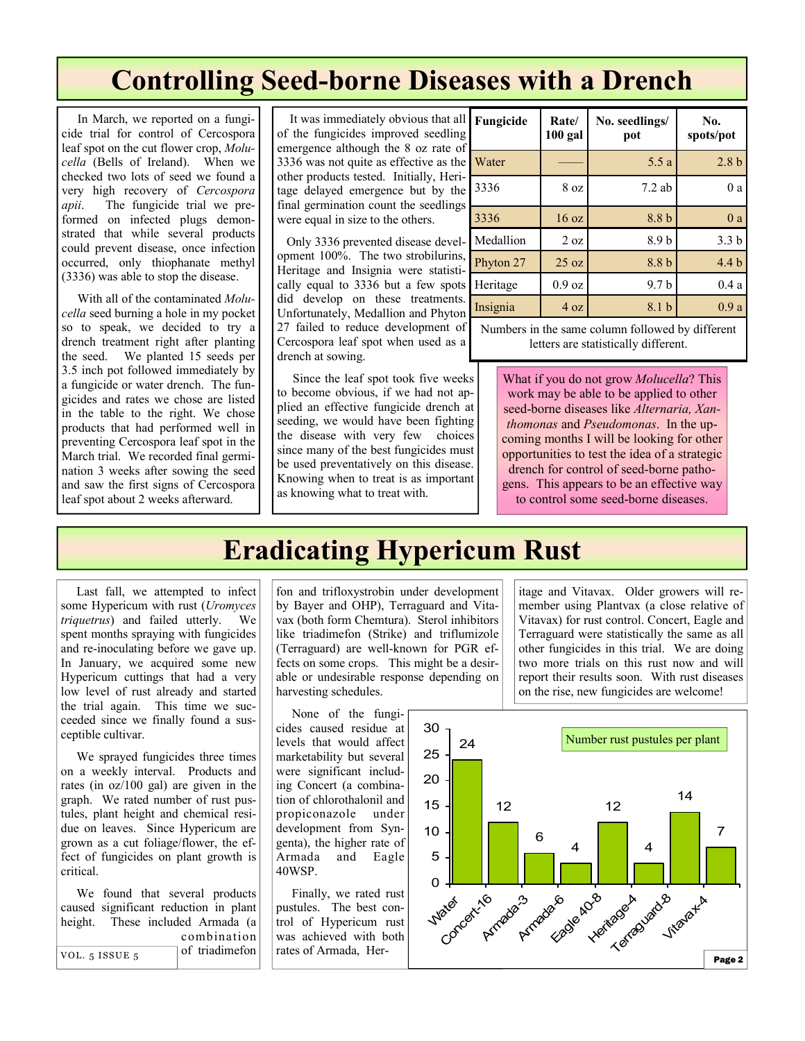# Controlling Seed-borne Diseases with a Drench

In March, we reported on a fungicide trial for control of Cercospora leaf spot on the cut flower crop, *Molucella* (Bells of Ireland). When we checked two lots of seed we found a very high recovery of *Cercospora apii*. The fungicide trial we preformed on infected plugs demonstrated that while several products could prevent disease, once infection occurred, only thiophanate methyl (3336) was able to stop the disease.

With all of the contaminated *Molucella* seed burning a hole in my pocket so to speak, we decided to try a drench treatment right after planting the seed. We planted 15 seeds per 3.5 inch pot followed immediately by a fungicide or water drench. The fungicides and rates we chose are listed in the table to the right. We chose products that had performed well in preventing Cercospora leaf spot in the March trial. We recorded final germination 3 weeks after sowing the seed and saw the first signs of Cercospora leaf spot about 2 weeks afterward.

It was immediately obvious that all of the fungicides improved seedling emergence although the 8 oz rate of 3336 was not quite as effective as the other products tested. Initially, Heritage delayed emergence but by the final germination count the seedlings were equal in size to the others.

Only 3336 prevented disease development 100%. The two strobilurins, Heritage and Insignia were statistically equal to 3336 but a few spots did develop on these treatments. Unfortunately, Medallion and Phyton 27 failed to reduce development of Cercospora leaf spot when used as a drench at sowing.

Since the leaf spot took five weeks to become obvious, if we had not applied an effective fungicide drench at seeding, we would have been fighting the disease with very few choices since many of the best fungicides must be used preventatively on this disease. Knowing when to treat is as important as knowing what to treat with.

| Fungicide | Rate/ 100 gal | No. seedlings/ pot | No. spots/pot |
|---|---|---|---|
| Water | —— | 5.5 a | 2.8 b |
| 3336 | 8 oz | 7.2 ab | 0 a |
| 3336 | 16 oz | 8.8 b | 0 a |
| Medallion | 2 oz | 8.9 b | 3.3 b |
| Phyton 27 | 25 oz | 8.8 b | 4.4 b |
| Heritage | 0.9 oz | 9.7 b | 0.4 a |
| Insignia | 4 oz | 8.1 b | 0.9 a |

Numbers in the same column followed by different letters are statistically different.

What if you do not grow *Molucella*? This work may be able to be applied to other seed-borne diseases like *Alternaria, Xanthomonas* and *Pseudomonas*. In the upcoming months I will be looking for other opportunities to test the idea of a strategic drench for control of seed-borne pathogens. This appears to be an effective way to control some seed-borne diseases.

# Eradicating Hypericum Rust

Last fall, we attempted to infect some Hypericum with rust (*Uromyces triquetrus*) and failed utterly. We spent months spraying with fungicides and re-inoculating before we gave up. In January, we acquired some new Hypericum cuttings that had a very low level of rust already and started the trial again. This time we succeeded since we finally found a susceptible cultivar.

We sprayed fungicides three times on a weekly interval. Products and rates (in oz/100 gal) are given in the graph. We rated number of rust pustules, plant height and chemical residue on leaves. Since Hypericum are grown as a cut foliage/flower, the effect of fungicides on plant growth is critical.

We found that several products caused significant reduction in plant height. These included Armada (a combination of triadimefon and trifloxystrobin under development by Bayer and OHP), Terraguard and Vitavax (both form Chemtura). Sterol inhibitors like triadimefon (Strike) and triflumizole (Terraguard) are well-known for PGR effects on some crops. This might be a desirable or undesirable response depending on harvesting schedules.

None of the fungicides caused residue at levels that would affect marketability but several were significant including Concert (a combination of chlorothalonil and propiconazole under development from Syngenta), the higher rate of Armada and Eagle 40WSP.

Finally, we rated rust pustules. The best control of Hypericum rust was achieved with both rates of Armada, Heritage and Vitavax. Older growers will remember using Plantvax (a close relative of Vitavax) for rust control. Concert, Eagle and Terraguard were statistically the same as all other fungicides in this trial. We are doing two more trials on this rust now and will report their results soon. With rust diseases on the rise, new fungicides are welcome!

Number rust pustules per plant

| Treatment | Number rust pustules per plant |
|---|---|
| Water | 24 |
| Concert-16 | 12 |
| Armada-3 | 6 |
| Armada-6 | 4 |
| Eagle 40-8 | 12 |
| Heritage-4 | 4 |
| Terraguard-8 | 14 |
| Vitavax-4 | 7 |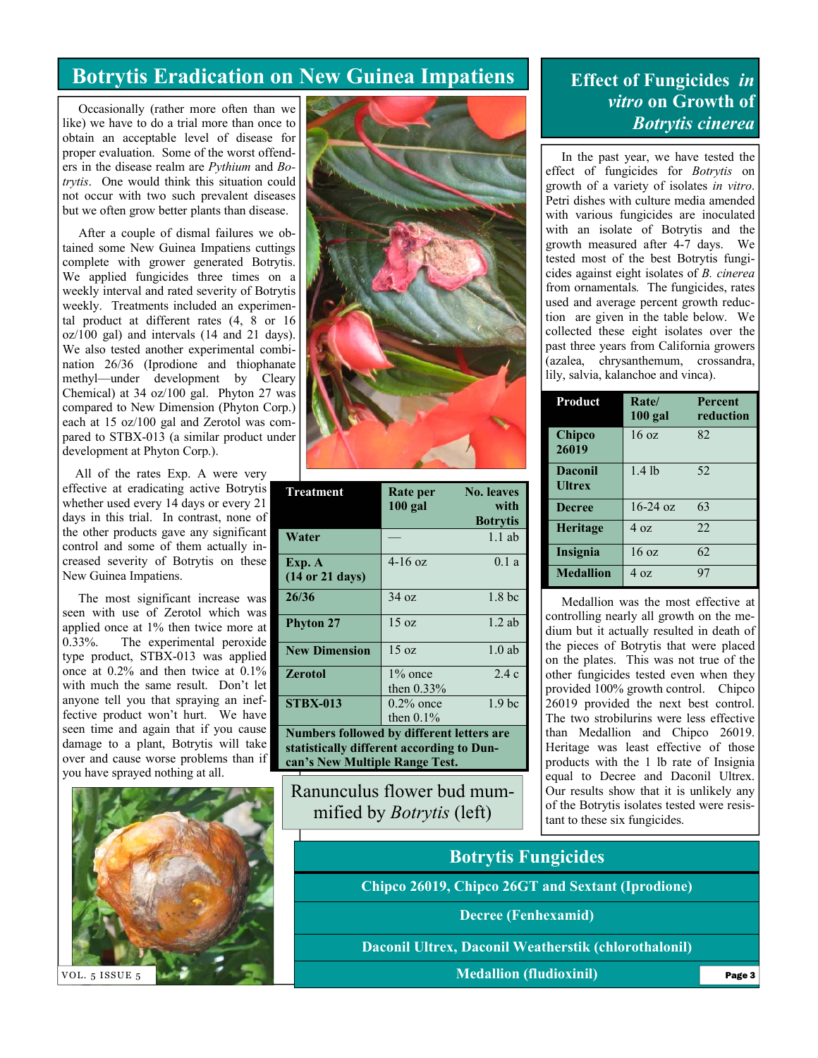## Botrytis Eradication on New Guinea Impatiens

Occasionally (rather more often than we like) we have to do a trial more than once to obtain an acceptable level of disease for proper evaluation. Some of the worst offenders in the disease realm are *Pythium* and *Botrytis*. One would think this situation could not occur with two such prevalent diseases but we often grow better plants than disease.

After a couple of dismal failures we obtained some New Guinea Impatiens cuttings complete with grower generated Botrytis. We applied fungicides three times on a weekly interval and rated severity of Botrytis weekly. Treatments included an experimental product at different rates (4, 8 or 16 oz/100 gal) and intervals (14 and 21 days). We also tested another experimental combination 26/36 (Iprodione and thiophanate methyl—under development by Cleary Chemical) at 34 oz/100 gal. Phyton 27 was compared to New Dimension (Phyton Corp.) each at 15 oz/100 gal and Zerotol was compared to STBX-013 (a similar product under development at Phyton Corp.).

All of the rates Exp. A were very effective at eradicating active Botrytis whether used every 14 days or every 21 days in this trial. In contrast, none of the other products gave any significant control and some of them actually increased severity of Botrytis on these New Guinea Impatiens.

The most significant increase was seen with use of Zerotol which was applied once at 1% then twice more at 0.33%. The experimental peroxide type product, STBX-013 was applied once at 0.2% and then twice at 0.1% with much the same result. Don't let anyone tell you that spraying an ineffective product won't hurt. We have seen time and again that if you cause damage to a plant, Botrytis will take over and cause worse problems than if you have sprayed nothing at all.

| Treatment | Rate per 100 gal | No. leaves with Botrytis |
|---|---|---|
| Water | — | 1.1 ab |
| Exp. A (14 or 21 days) | 4-16 oz | 0.1 a |
| 26/36 | 34 oz | 1.8 bc |
| Phyton 27 | 15 oz | 1.2 ab |
| New Dimension | 15 oz | 1.0 ab |
| Zerotol | 1% once then 0.33% | 2.4 c |
| STBX-013 | 0.2% once then 0.1% | 1.9 bc |

**Numbers followed by different letters are statistically different according to Duncan's New Multiple Range Test.**

Ranunculus flower bud mummified by *Botrytis* (left)

## Effect of Fungicides *in vitro* on Growth of *Botrytis cinerea*

In the past year, we have tested the effect of fungicides for *Botrytis* on growth of a variety of isolates *in vitro*. Petri dishes with culture media amended with various fungicides are inoculated with an isolate of Botrytis and the growth measured after 4-7 days. We tested most of the best Botrytis fungicides against eight isolates of *B. cinerea* from ornamentals. The fungicides, rates used and average percent growth reduction are given in the table below. We collected these eight isolates over the past three years from California growers (azalea, chrysanthemum, crossandra, lily, salvia, kalanchoe and vinca).

| Product | Rate/ 100 gal | Percent reduction |
|---|---|---|
| Chipco 26019 | 16 oz | 82 |
| Daconil Ultrex | 1.4 lb | 52 |
| Decree | 16-24 oz | 63 |
| Heritage | 4 oz | 22 |
| Insignia | 16 oz | 62 |
| Medallion | 4 oz | 97 |

Medallion was the most effective at controlling nearly all growth on the medium but it actually resulted in death of the pieces of Botrytis that were placed on the plates. This was not true of the other fungicides tested even when they provided 100% growth control. Chipco 26019 provided the next best control. The two strobilurins were less effective than Medallion and Chipco 26019. Heritage was least effective of those products with the 1 lb rate of Insignia equal to Decree and Daconil Ultrex. Our results show that it is unlikely any of the Botrytis isolates tested were resistant to these six fungicides.

## Botrytis Fungicides

- **Chipco 26019, Chipco 26GT and Sextant (Iprodione)**
- **Decree (Fenhexamid)**
- **Daconil Ultrex, Daconil Weatherstik (chlorothalonil)**
- **Medallion (fludioxinil)**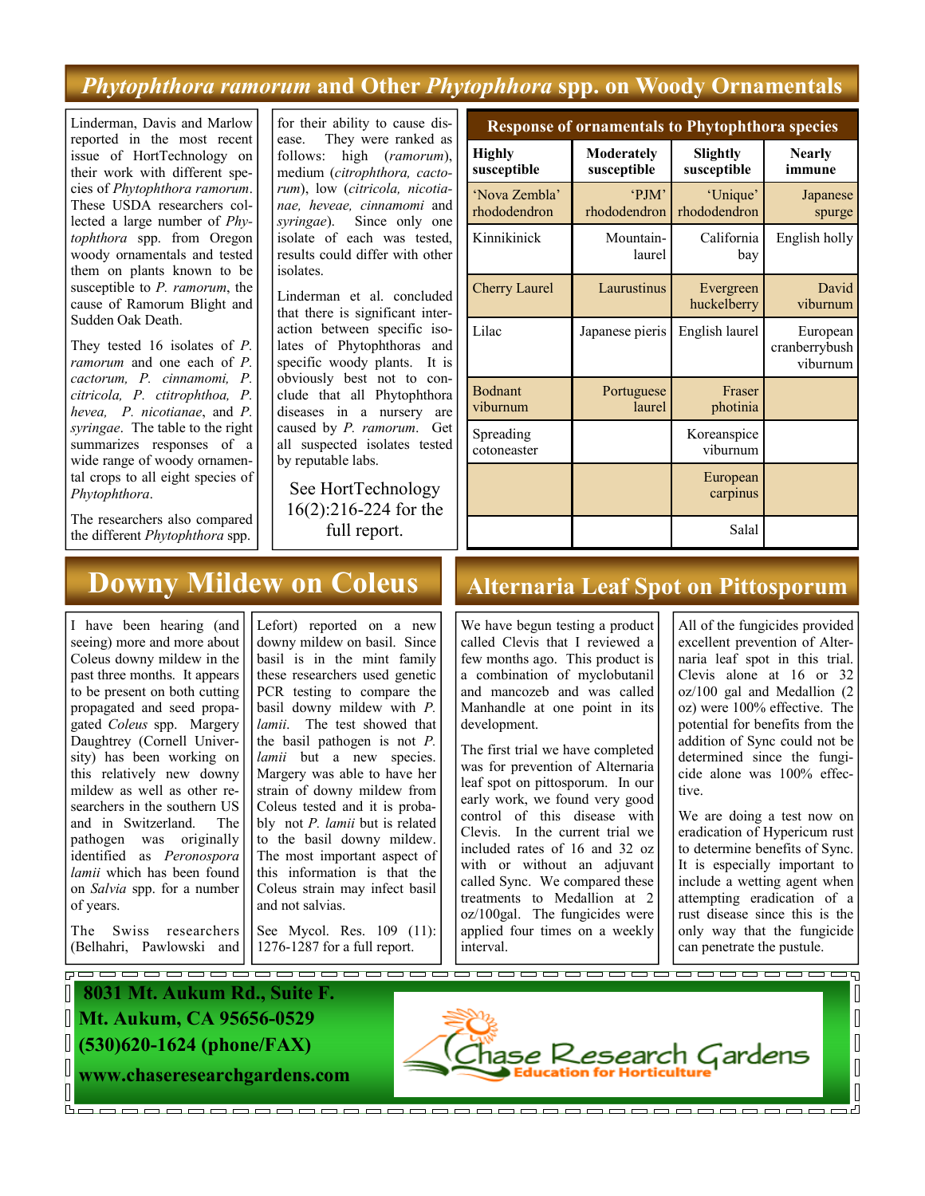# *Phytophthora ramorum* and Other *Phytophhora* spp. on Woody Ornamentals

Linderman, Davis and Marlow reported in the most recent issue of HortTechnology on their work with different species of *Phytophthora ramorum*. These USDA researchers collected a large number of *Phytophthora* spp. from Oregon woody ornamentals and tested them on plants known to be susceptible to *P. ramorum*, the cause of Ramorum Blight and Sudden Oak Death.

They tested 16 isolates of *P. ramorum* and one each of *P. cactorum, P. cinnamomi, P. citricola, P. ctitrophthoa, P. hevea, P. nicotianae*, and *P. syringae*. The table to the right summarizes responses of a wide range of woody ornamental crops to all eight species of *Phytophthora*.

The researchers also compared the different *Phytophthora* spp. for their ability to cause disease. They were ranked as follows: high (*ramorum*), medium (*citrophthora, cactorum*), low (*citricola, nicotianae, heveae, cinnamomi* and *syringae*). Since only one isolate of each was tested, results could differ with other isolates.

Linderman et al. concluded that there is significant interaction between specific isolates of Phytophthoras and specific woody plants. It is obviously best not to conclude that all Phytophthora diseases in a nursery are caused by *P. ramorum*. Get all suspected isolates tested by reputable labs.

See HortTechnology 16(2):216-224 for the full report.

**Response of ornamentals to Phytophthora species**

| Highly susceptible | Moderately susceptible | Slightly susceptible | Nearly immune |
|---|---|---|---|
| 'Nova Zembla' rhododendron | 'PJM' rhododendron | 'Unique' rhododendron | Japanese spurge |
| Kinnikinick | Mountain-laurel | California bay | English holly |
| Cherry Laurel | Laurustinus | Evergreen huckelberry | David viburnum |
| Lilac | Japanese pieris | English laurel | European cranberrybush viburnum |
| Bodnant viburnum | Portuguese laurel | Fraser photinia | |
| Spreading cotoneaster | | Koreanspice viburnum | |
| | | European carpinus | |
| | | Salal | |

# Downy Mildew on Coleus

I have been hearing (and seeing) more and more about Coleus downy mildew in the past three months. It appears to be present on both cutting propagated and seed propagated *Coleus* spp. Margery Daughtrey (Cornell University) has been working on this relatively new downy mildew as well as other researchers in the southern US and in Switzerland. The pathogen was originally identified as *Peronospora lamii* which has been found on *Salvia* spp. for a number of years.

The Swiss researchers (Belhahri, Pawlowski and Lefort) reported on a new downy mildew on basil. Since basil is in the mint family these researchers used genetic PCR testing to compare the basil downy mildew with *P. lamii*. The test showed that the basil pathogen is not *P. lamii* but a new species. Margery was able to have her strain of downy mildew from Coleus tested and it is probably not *P. lamii* but is related to the basil downy mildew. The most important aspect of this information is that the Coleus strain may infect basil and not salvias.

See Mycol. Res. 109 (11): 1276-1287 for a full report.

# Alternaria Leaf Spot on Pittosporum

We have begun testing a product called Clevis that I reviewed a few months ago. This product is a combination of myclobutanil and mancozeb and was called Manhandle at one point in its development.

The first trial we have completed was for prevention of Alternaria leaf spot on pittosporum. In our early work, we found very good control of this disease with Clevis. In the current trial we included rates of 16 and 32 oz with or without an adjuvant called Sync. We compared these treatments to Medallion at 2 oz/100gal. The fungicides were applied four times on a weekly interval.

All of the fungicides provided excellent prevention of Alternaria leaf spot in this trial. Clevis alone at 16 or 32 oz/100 gal and Medallion (2 oz) were 100% effective. The potential for benefits from the addition of Sync could not be determined since the fungicide alone was 100% effective.

We are doing a test now on eradication of Hypericum rust to determine benefits of Sync. It is especially important to include a wetting agent when attempting eradication of a rust disease since this is the only way that the fungicide can penetrate the pustule.

**8031 Mt. Aukum Rd., Suite F.**
**Mt. Aukum, CA 95656-0529**
**(530)620-1624 (phone/FAX)**
**www.chaseresearchgardens.com**

Chase Research Gardens
Education for Horticulture